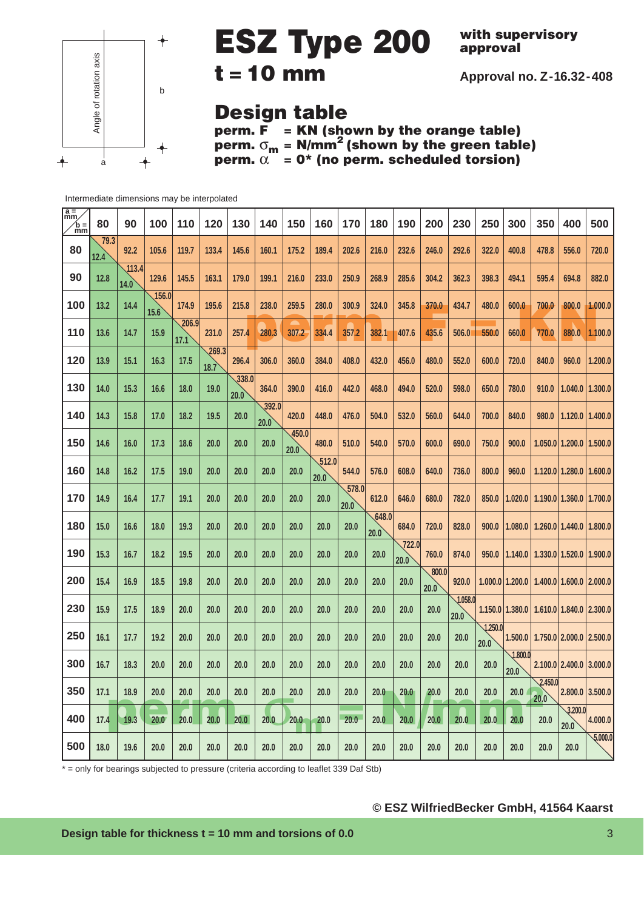Angle of rotation axis

b

a

# ESZ Type 200

## t = 10 mm

**with supervisory approval**

**Approval no. Z-16.32-408**

## Design table

**perm. F = KN (shown by the orange table)**
**perm. $\sigma_m$ = $N/mm^2$ (shown by the green table)**
**perm. $\alpha$ = 0* (no perm. scheduled torsion)**

Intermediate dimensions may be interpolated

Cells on the diagonal contain two values: perm. F (upper) / perm. $\sigma_m$ (lower). Values to the upper right of the diagonal are perm. F in kN; values to the lower left are perm. $\sigma_m$ in $N/mm^2$.

| a = mm / b = mm | 80 | 90 | 100 | 110 | 120 | 130 | 140 | 150 | 160 | 170 | 180 | 190 | 200 | 230 | 250 | 300 | 350 | 400 | 500 |
|---|---|---|---|---|---|---|---|---|---|---|---|---|---|---|---|---|---|---|---|
| **80** | 79.3 / 12.4 | 92.2 | 105.6 | 119.7 | 133.4 | 145.6 | 160.1 | 175.2 | 189.4 | 202.6 | 216.0 | 232.6 | 246.0 | 292.6 | 322.0 | 400.8 | 478.8 | 556.0 | 720.0 |
| **90** | 12.8 | 113.4 / 14.0 | 129.6 | 145.5 | 163.1 | 179.0 | 199.1 | 216.0 | 233.0 | 250.9 | 268.9 | 285.6 | 304.2 | 362.3 | 398.3 | 494.1 | 595.4 | 694.8 | 882.0 |
| **100** | 13.2 | 14.4 | 156.0 / 15.6 | 174.9 | 195.6 | 215.8 | 238.0 | 259.5 | 280.0 | 300.9 | 324.0 | 345.8 | 370.0 | 434.7 | 480.0 | 600.0 | 700.0 | 800.0 | 1.000.0 |
| **110** | 13.6 | 14.7 | 15.9 | 206.9 / 17.1 | 231.0 | 257.4 | 280.3 | 307.2 | 334.4 | 357.2 | 382.1 | 407.6 | 435.6 | 506.0 | 550.0 | 660.0 | 770.0 | 880.0 | 1.100.0 |
| **120** | 13.9 | 15.1 | 16.3 | 17.5 | 269.3 / 18.7 | 296.4 | 306.0 | 360.0 | 384.0 | 408.0 | 432.0 | 456.0 | 480.0 | 552.0 | 600.0 | 720.0 | 840.0 | 960.0 | 1.200.0 |
| **130** | 14.0 | 15.3 | 16.6 | 18.0 | 19.0 | 338.0 / 20.0 | 364.0 | 390.0 | 416.0 | 442.0 | 468.0 | 494.0 | 520.0 | 598.0 | 650.0 | 780.0 | 910.0 | 1.040.0 | 1.300.0 |
| **140** | 14.3 | 15.8 | 17.0 | 18.2 | 19.5 | 20.0 | 392.0 / 20.0 | 420.0 | 448.0 | 476.0 | 504.0 | 532.0 | 560.0 | 644.0 | 700.0 | 840.0 | 980.0 | 1.120.0 | 1.400.0 |
| **150** | 14.6 | 16.0 | 17.3 | 18.6 | 20.0 | 20.0 | 20.0 | 450.0 / 20.0 | 480.0 | 510.0 | 540.0 | 570.0 | 600.0 | 690.0 | 750.0 | 900.0 | 1.050.0 | 1.200.0 | 1.500.0 |
| **160** | 14.8 | 16.2 | 17.5 | 19.0 | 20.0 | 20.0 | 20.0 | 20.0 | 512.0 / 20.0 | 544.0 | 576.0 | 608.0 | 640.0 | 736.0 | 800.0 | 960.0 | 1.120.0 | 1.280.0 | 1.600.0 |
| **170** | 14.9 | 16.4 | 17.7 | 19.1 | 20.0 | 20.0 | 20.0 | 20.0 | 20.0 | 578.0 / 20.0 | 612.0 | 646.0 | 680.0 | 782.0 | 850.0 | 1.020.0 | 1.190.0 | 1.360.0 | 1.700.0 |
| **180** | 15.0 | 16.6 | 18.0 | 19.3 | 20.0 | 20.0 | 20.0 | 20.0 | 20.0 | 20.0 | 648.0 / 20.0 | 684.0 | 720.0 | 828.0 | 900.0 | 1.080.0 | 1.260.0 | 1.440.0 | 1.800.0 |
| **190** | 15.3 | 16.7 | 18.2 | 19.5 | 20.0 | 20.0 | 20.0 | 20.0 | 20.0 | 20.0 | 20.0 | 722.0 / 20.0 | 760.0 | 874.0 | 950.0 | 1.140.0 | 1.330.0 | 1.520.0 | 1.900.0 |
| **200** | 15.4 | 16.9 | 18.5 | 19.8 | 20.0 | 20.0 | 20.0 | 20.0 | 20.0 | 20.0 | 20.0 | 20.0 | 800.0 / 20.0 | 920.0 | 1.000.0 | 1.200.0 | 1.400.0 | 1.600.0 | 2.000.0 |
| **230** | 15.9 | 17.5 | 18.9 | 20.0 | 20.0 | 20.0 | 20.0 | 20.0 | 20.0 | 20.0 | 20.0 | 20.0 | 20.0 | 1.058.0 / 20.0 | 1.150.0 | 1.380.0 | 1.610.0 | 1.840.0 | 2.300.0 |
| **250** | 16.1 | 17.7 | 19.2 | 20.0 | 20.0 | 20.0 | 20.0 | 20.0 | 20.0 | 20.0 | 20.0 | 20.0 | 20.0 | 20.0 | 1.250.0 / 20.0 | 1.500.0 | 1.750.0 | 2.000.0 | 2.500.0 |
| **300** | 16.7 | 18.3 | 20.0 | 20.0 | 20.0 | 20.0 | 20.0 | 20.0 | 20.0 | 20.0 | 20.0 | 20.0 | 20.0 | 20.0 | 20.0 | 1.800.0 / 20.0 | 2.100.0 | 2.400.0 | 3.000.0 |
| **350** | 17.1 | 18.9 | 20.0 | 20.0 | 20.0 | 20.0 | 20.0 | 20.0 | 20.0 | 20.0 | 20.0 | 20.0 | 20.0 | 20.0 | 20.0 | 20.0 | 2.450.0 / 20.0 | 2.800.0 | 3.500.0 |
| **400** | 17.4 | 19.3 | 20.0 | 20.0 | 20.0 | 20.0 | 20.0 | 20.0 | 20.0 | 20.0 | 20.0 | 20.0 | 20.0 | 20.0 | 20.0 | 20.0 | 20.0 | 3.200.0 / 20.0 | 4.000.0 |
| **500** | 18.0 | 19.6 | 20.0 | 20.0 | 20.0 | 20.0 | 20.0 | 20.0 | 20.0 | 20.0 | 20.0 | 20.0 | 20.0 | 20.0 | 20.0 | 20.0 | 20.0 | 20.0 | 5.000.0 |

\* = only for bearings subjected to pressure (criteria according to leaflet 339 Daf Stb)

© ESZ WilfriedBecker GmbH, 41564 Kaarst

**Design table for thickness t = 10 mm and torsions of 0.0**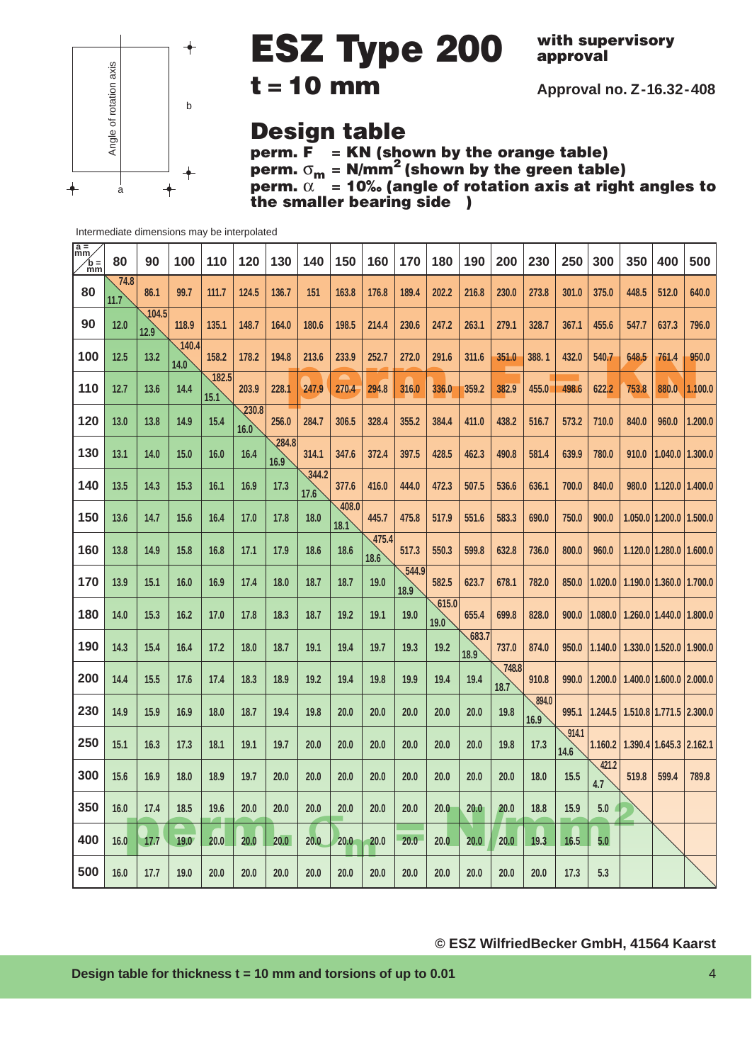Angle of rotation axis

b

a

# ESZ Type 200

**with supervisory approval**

## t = 10 mm

**Approval no. Z-16.32-408**

## Design table

**perm. F = KN (shown by the orange table)**
**perm. $\sigma_m$ = N/mm² (shown by the green table)**
**perm. $\alpha$ = 10‰ (angle of rotation axis at right angles to the smaller bearing side )**

Intermediate dimensions may be interpolated

| b = mm \ a = mm | 80 | 90 | 100 | 110 | 120 | 130 | 140 | 150 | 160 | 170 | 180 | 190 | 200 | 230 | 250 | 300 | 350 | 400 | 500 |
|---|---|---|---|---|---|---|---|---|---|---|---|---|---|---|---|---|---|---|---|
| 80 | 74.8 / 11.7 | 86.1 | 99.7 | 111.7 | 124.5 | 136.7 | 151 | 163.8 | 176.8 | 189.4 | 202.2 | 216.8 | 230.0 | 273.8 | 301.0 | 375.0 | 448.5 | 512.0 | 640.0 |
| 90 | 12.0 | 104.5 / 12.9 | 118.9 | 135.1 | 148.7 | 164.0 | 180.6 | 198.5 | 214.4 | 230.6 | 247.2 | 263.1 | 279.1 | 328.7 | 367.1 | 455.6 | 547.7 | 637.3 | 796.0 |
| 100 | 12.5 | 13.2 | 140.4 / 14.0 | 158.2 | 178.2 | 194.8 | 213.6 | 233.9 | 252.7 | 272.0 | 291.6 | 311.6 | 351.0 | 388. 1 | 432.0 | 540.7 | 648.5 | 761.4 | 950.0 |
| 110 | 12.7 | 13.6 | 14.4 | 182.5 / 15.1 | 203.9 | 228.1 | 247.9 | 270.4 | 294.8 | 316.0 | 336.0 | 359.2 | 382.9 | 455.0 | 498.6 | 622.2 | 753.8 | 880.0 | 1.100.0 |
| 120 | 13.0 | 13.8 | 14.9 | 15.4 | 230.8 / 16.0 | 256.0 | 284.7 | 306.5 | 328.4 | 355.2 | 384.4 | 411.0 | 438.2 | 516.7 | 573.2 | 710.0 | 840.0 | 960.0 | 1.200.0 |
| 130 | 13.1 | 14.0 | 15.0 | 16.0 | 16.4 | 284.8 / 16.9 | 314.1 | 347.6 | 372.4 | 397.5 | 428.5 | 462.3 | 490.8 | 581.4 | 639.9 | 780.0 | 910.0 | 1.040.0 | 1.300.0 |
| 140 | 13.5 | 14.3 | 15.3 | 16.1 | 16.9 | 17.3 | 344.2 / 17.6 | 377.6 | 416.0 | 444.0 | 472.3 | 507.5 | 536.6 | 636.1 | 700.0 | 840.0 | 980.0 | 1.120.0 | 1.400.0 |
| 150 | 13.6 | 14.7 | 15.6 | 16.4 | 17.0 | 17.8 | 18.0 | 408.0 / 18.1 | 445.7 | 475.8 | 517.9 | 551.6 | 583.3 | 690.0 | 750.0 | 900.0 | 1.050.0 | 1.200.0 | 1.500.0 |
| 160 | 13.8 | 14.9 | 15.8 | 16.8 | 17.1 | 17.9 | 18.6 | 18.6 | 475.4 / 18.6 | 517.3 | 550.3 | 599.8 | 632.8 | 736.0 | 800.0 | 960.0 | 1.120.0 | 1.280.0 | 1.600.0 |
| 170 | 13.9 | 15.1 | 16.0 | 16.9 | 17.4 | 18.0 | 18.7 | 18.7 | 19.0 | 544.9 / 18.9 | 582.5 | 623.7 | 678.1 | 782.0 | 850.0 | 1.020.0 | 1.190.0 | 1.360.0 | 1.700.0 |
| 180 | 14.0 | 15.3 | 16.2 | 17.0 | 17.8 | 18.3 | 18.7 | 19.2 | 19.1 | 19.0 | 615.0 / 19.0 | 655.4 | 699.8 | 828.0 | 900.0 | 1.080.0 | 1.260.0 | 1.440.0 | 1.800.0 |
| 190 | 14.3 | 15.4 | 16.4 | 17.2 | 18.0 | 18.7 | 19.1 | 19.4 | 19.7 | 19.3 | 19.2 | 683.7 / 18.9 | 737.0 | 874.0 | 950.0 | 1.140.0 | 1.330.0 | 1.520.0 | 1.900.0 |
| 200 | 14.4 | 15.5 | 17.6 | 17.4 | 18.3 | 18.9 | 19.2 | 19.4 | 19.8 | 19.9 | 19.4 | 19.4 | 748.8 / 18.7 | 910.8 | 990.0 | 1.200.0 | 1.400.0 | 1.600.0 | 2.000.0 |
| 230 | 14.9 | 15.9 | 16.9 | 18.0 | 18.7 | 19.4 | 19.8 | 20.0 | 20.0 | 20.0 | 20.0 | 20.0 | 19.8 | 894.0 / 16.9 | 995.1 | 1.244.5 | 1.510.8 | 1.771.5 | 2.300.0 |
| 250 | 15.1 | 16.3 | 17.3 | 18.1 | 19.1 | 19.7 | 20.0 | 20.0 | 20.0 | 20.0 | 20.0 | 20.0 | 19.8 | 17.3 | 914.1 / 14.6 | 1.160.2 | 1.390.4 | 1.645.3 | 2.162.1 |
| 300 | 15.6 | 16.9 | 18.0 | 18.9 | 19.7 | 20.0 | 20.0 | 20.0 | 20.0 | 20.0 | 20.0 | 20.0 | 20.0 | 18.0 | 15.5 | 421.2 / 4.7 | 519.8 | 599.4 | 789.8 |
| 350 | 16.0 | 17.4 | 18.5 | 19.6 | 20.0 | 20.0 | 20.0 | 20.0 | 20.0 | 20.0 | 20.0 | 20.0 | 20.0 | 18.8 | 15.9 | 5.0 | | | |
| 400 | 16.0 | 17.7 | 19.0 | 20.0 | 20.0 | 20.0 | 20.0 | 20.0 | 20.0 | 20.0 | 20.0 | 20.0 | 20.0 | 19.3 | 16.5 | 5.0 | | | |
| 500 | 16.0 | 17.7 | 19.0 | 20.0 | 20.0 | 20.0 | 20.0 | 20.0 | 20.0 | 20.0 | 20.0 | 20.0 | 20.0 | 20.0 | 17.3 | 5.3 | | | |

© ESZ WilfriedBecker GmbH, 41564 Kaarst

**Design table for thickness t = 10 mm and torsions of up to 0.01**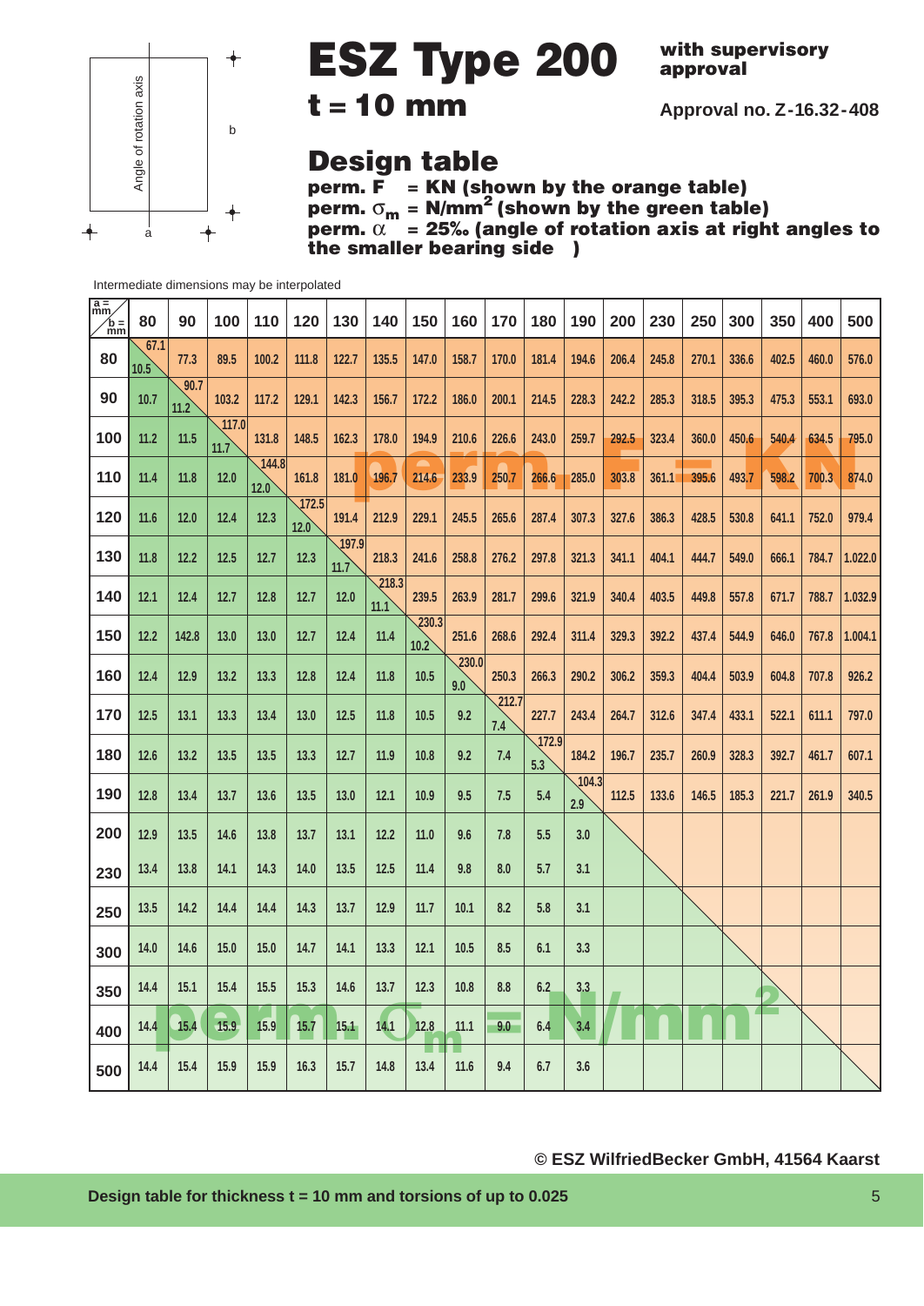# ESZ Type 200

**with supervisory approval**

## t = 10 mm

**Approval no. Z-16.32-408**

Angle of rotation axis

a

b

## Design table

**perm. F = KN (shown by the orange table)**
**perm. $\sigma_m$ = N/mm$^2$ (shown by the green table)**
**perm. $\alpha$ = 25‰ (angle of rotation axis at right angles to the smaller bearing side )**

Intermediate dimensions may be interpolated

| b = mm \ a = mm | 80 | 90 | 100 | 110 | 120 | 130 | 140 | 150 | 160 | 170 | 180 | 190 | 200 | 230 | 250 | 300 | 350 | 400 | 500 |
|---|---|---|---|---|---|---|---|---|---|---|---|---|---|---|---|---|---|---|---|
| 80 | 67.1 / 10.5 | 77.3 | 89.5 | 100.2 | 111.8 | 122.7 | 135.5 | 147.0 | 158.7 | 170.0 | 181.4 | 194.6 | 206.4 | 245.8 | 270.1 | 336.6 | 402.5 | 460.0 | 576.0 |
| 90 | 10.7 | 90.7 / 11.2 | 103.2 | 117.2 | 129.1 | 142.3 | 156.7 | 172.2 | 186.0 | 200.1 | 214.5 | 228.3 | 242.2 | 285.3 | 318.5 | 395.3 | 475.3 | 553.1 | 693.0 |
| 100 | 11.2 | 11.5 | 117.0 / 11.7 | 131.8 | 148.5 | 162.3 | 178.0 | 194.9 | 210.6 | 226.6 | 243.0 | 259.7 | 292.5 | 323.4 | 360.0 | 450.6 | 540.4 | 634.5 | 795.0 |
| 110 | 11.4 | 11.8 | 12.0 | 144.8 / 12.0 | 161.8 | 181.0 | 196.7 | 214.6 | 233.9 | 250.7 | 266.6 | 285.0 | 303.8 | 361.1 | 395.6 | 493.7 | 598.2 | 700.3 | 874.0 |
| 120 | 11.6 | 12.0 | 12.4 | 12.3 | 172.5 / 12.0 | 191.4 | 212.9 | 229.1 | 245.5 | 265.6 | 287.4 | 307.3 | 327.6 | 386.3 | 428.5 | 530.8 | 641.1 | 752.0 | 979.4 |
| 130 | 11.8 | 12.2 | 12.5 | 12.7 | 12.3 | 197.9 / 11.7 | 218.3 | 241.6 | 258.8 | 276.2 | 297.8 | 321.3 | 341.1 | 404.1 | 444.7 | 549.0 | 666.1 | 784.7 | 1.022.0 |
| 140 | 12.1 | 12.4 | 12.7 | 12.8 | 12.7 | 12.0 | 218.3 / 11.1 | 239.5 | 263.9 | 281.7 | 299.6 | 321.9 | 340.4 | 403.5 | 449.8 | 557.8 | 671.7 | 788.7 | 1.032.9 |
| 150 | 12.2 | 142.8 | 13.0 | 13.0 | 12.7 | 12.4 | 11.4 | 230.3 / 10.2 | 251.6 | 268.6 | 292.4 | 311.4 | 329.3 | 392.2 | 437.4 | 544.9 | 646.0 | 767.8 | 1.004.1 |
| 160 | 12.4 | 12.9 | 13.2 | 13.3 | 12.8 | 12.4 | 11.8 | 10.5 | 230.0 / 9.0 | 250.3 | 266.3 | 290.2 | 306.2 | 359.3 | 404.4 | 503.9 | 604.8 | 707.8 | 926.2 |
| 170 | 12.5 | 13.1 | 13.3 | 13.4 | 13.0 | 12.5 | 11.8 | 10.5 | 9.2 | 212.7 / 7.4 | 227.7 | 243.4 | 264.7 | 312.6 | 347.4 | 433.1 | 522.1 | 611.1 | 797.0 |
| 180 | 12.6 | 13.2 | 13.5 | 13.5 | 13.3 | 12.7 | 11.9 | 10.8 | 9.2 | 7.4 | 172.9 / 5.3 | 184.2 | 196.7 | 235.7 | 260.9 | 328.3 | 392.7 | 461.7 | 607.1 |
| 190 | 12.8 | 13.4 | 13.7 | 13.6 | 13.5 | 13.0 | 12.1 | 10.9 | 9.5 | 7.5 | 5.4 | 104.3 / 2.9 | 112.5 | 133.6 | 146.5 | 185.3 | 221.7 | 261.9 | 340.5 |
| 200 | 12.9 | 13.5 | 14.6 | 13.8 | 13.7 | 13.1 | 12.2 | 11.0 | 9.6 | 7.8 | 5.5 | 3.0 | | | | | | | |
| 230 | 13.4 | 13.8 | 14.1 | 14.3 | 14.0 | 13.5 | 12.5 | 11.4 | 9.8 | 8.0 | 5.7 | 3.1 | | | | | | | |
| 250 | 13.5 | 14.2 | 14.4 | 14.4 | 14.3 | 13.7 | 12.9 | 11.7 | 10.1 | 8.2 | 5.8 | 3.1 | | | | | | | |
| 300 | 14.0 | 14.6 | 15.0 | 15.0 | 14.7 | 14.1 | 13.3 | 12.1 | 10.5 | 8.5 | 6.1 | 3.3 | | | | | | | |
| 350 | 14.4 | 15.1 | 15.4 | 15.5 | 15.3 | 14.6 | 13.7 | 12.3 | 10.8 | 8.8 | 6.2 | 3.3 | | | | | | | |
| 400 | 14.4 | 15.4 | 15.9 | 15.9 | 15.7 | 15.1 | 14.1 | 12.8 | 11.1 | 9.0 | 6.4 | 3.4 | | | | | | | |
| 500 | 14.4 | 15.4 | 15.9 | 15.9 | 16.3 | 15.7 | 14.8 | 13.4 | 11.6 | 9.4 | 6.7 | 3.6 | | | | | | | |

perm. F = KN

perm. $\sigma_m$ = N/mm$^2$

© ESZ WilfriedBecker GmbH, 41564 Kaarst

Design table for thickness t = 10 mm and torsions of up to 0.025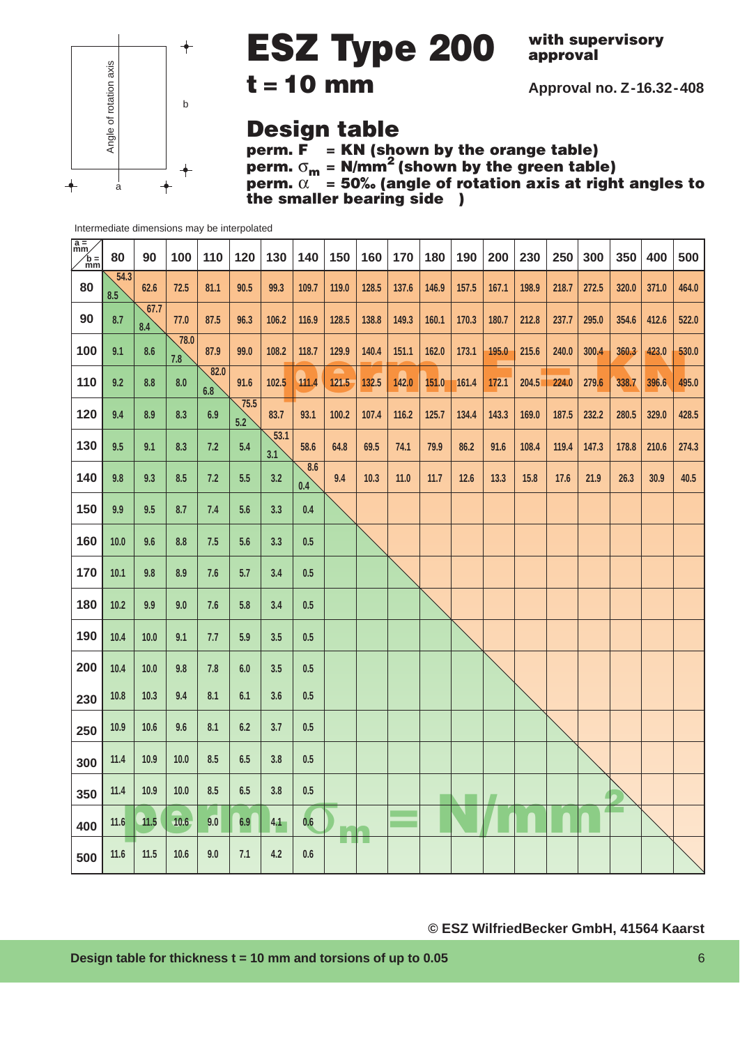# ESZ Type 200

## t = 10 mm

**with supervisory approval**

**Approval no. Z-16.32-408**

Angle of rotation axis

a

b

## Design table

**perm. F = KN (shown by the orange table)**
**perm. $\sigma_m$ = N/mm² (shown by the green table)**
**perm. $\alpha$ = 50‰ (angle of rotation axis at right angles to the smaller bearing side )**

Intermediate dimensions may be interpolated

| b = mm \ a = mm | 80 | 90 | 100 | 110 | 120 | 130 | 140 | 150 | 160 | 170 | 180 | 190 | 200 | 230 | 250 | 300 | 350 | 400 | 500 |
|---|---|---|---|---|---|---|---|---|---|---|---|---|---|---|---|---|---|---|---|
| 80 | 54.3 / 8.5 | 62.6 | 72.5 | 81.1 | 90.5 | 99.3 | 109.7 | 119.0 | 128.5 | 137.6 | 146.9 | 157.5 | 167.1 | 198.9 | 218.7 | 272.5 | 320.0 | 371.0 | 464.0 |
| 90 | 8.7 | 67.7 / 8.4 | 77.0 | 87.5 | 96.3 | 106.2 | 116.9 | 128.5 | 138.8 | 149.3 | 160.1 | 170.3 | 180.7 | 212.8 | 237.7 | 295.0 | 354.6 | 412.6 | 522.0 |
| 100 | 9.1 | 8.6 | 78.0 / 7.8 | 87.9 | 99.0 | 108.2 | 118.7 | 129.9 | 140.4 | 151.1 | 162.0 | 173.1 | 195.0 | 215.6 | 240.0 | 300.4 | 360.3 | 423.0 | 530.0 |
| 110 | 9.2 | 8.8 | 8.0 | 82.0 / 6.8 | 91.6 | 102.5 | 111.4 | 121.5 | 132.5 | 142.0 | 151.0 | 161.4 | 172.1 | 204.5 | 224.0 | 279.6 | 338.7 | 396.6 | 495.0 |
| 120 | 9.4 | 8.9 | 8.3 | 6.9 | 75.5 / 5.2 | 83.7 | 93.1 | 100.2 | 107.4 | 116.2 | 125.7 | 134.4 | 143.3 | 169.0 | 187.5 | 232.2 | 280.5 | 329.0 | 428.5 |
| 130 | 9.5 | 9.1 | 8.3 | 7.2 | 5.4 | 53.1 / 3.1 | 58.6 | 64.8 | 69.5 | 74.1 | 79.9 | 86.2 | 91.6 | 108.4 | 119.4 | 147.3 | 178.8 | 210.6 | 274.3 |
| 140 | 9.8 | 9.3 | 8.5 | 7.2 | 5.5 | 3.2 | 8.6 / 0.4 | 9.4 | 10.3 | 11.0 | 11.7 | 12.6 | 13.3 | 15.8 | 17.6 | 21.9 | 26.3 | 30.9 | 40.5 |
| 150 | 9.9 | 9.5 | 8.7 | 7.4 | 5.6 | 3.3 | 0.4 | | | | | | | | | | | | |
| 160 | 10.0 | 9.6 | 8.8 | 7.5 | 5.6 | 3.3 | 0.5 | | | | | | | | | | | | |
| 170 | 10.1 | 9.8 | 8.9 | 7.6 | 5.7 | 3.4 | 0.5 | | | | | | | | | | | | |
| 180 | 10.2 | 9.9 | 9.0 | 7.6 | 5.8 | 3.4 | 0.5 | | | | | | | | | | | | |
| 190 | 10.4 | 10.0 | 9.1 | 7.7 | 5.9 | 3.5 | 0.5 | | | | | | | | | | | | |
| 200 | 10.4 | 10.0 | 9.8 | 7.8 | 6.0 | 3.5 | 0.5 | | | | | | | | | | | | |
| 230 | 10.8 | 10.3 | 9.4 | 8.1 | 6.1 | 3.6 | 0.5 | | | | | | | | | | | | |
| 250 | 10.9 | 10.6 | 9.6 | 8.1 | 6.2 | 3.7 | 0.5 | | | | | | | | | | | | |
| 300 | 11.4 | 10.9 | 10.0 | 8.5 | 6.5 | 3.8 | 0.5 | | | | | | | | | | | | |
| 350 | 11.4 | 10.9 | 10.0 | 8.5 | 6.5 | 3.8 | 0.5 | | | | | | | | | | | | |
| 400 | 11.6 | 11.5 | 10.6 | 9.0 | 6.9 | 4.1 | 0.6 | | | | | | | | | | | | |
| 500 | 11.6 | 11.5 | 10.6 | 9.0 | 7.1 | 4.2 | 0.6 | | | | | | | | | | | | |

perm. F = KN

perm. $\sigma_m$ = N/mm²

© ESZ WilfriedBecker GmbH, 41564 Kaarst

**Design table for thickness t = 10 mm and torsions of up to 0.05**